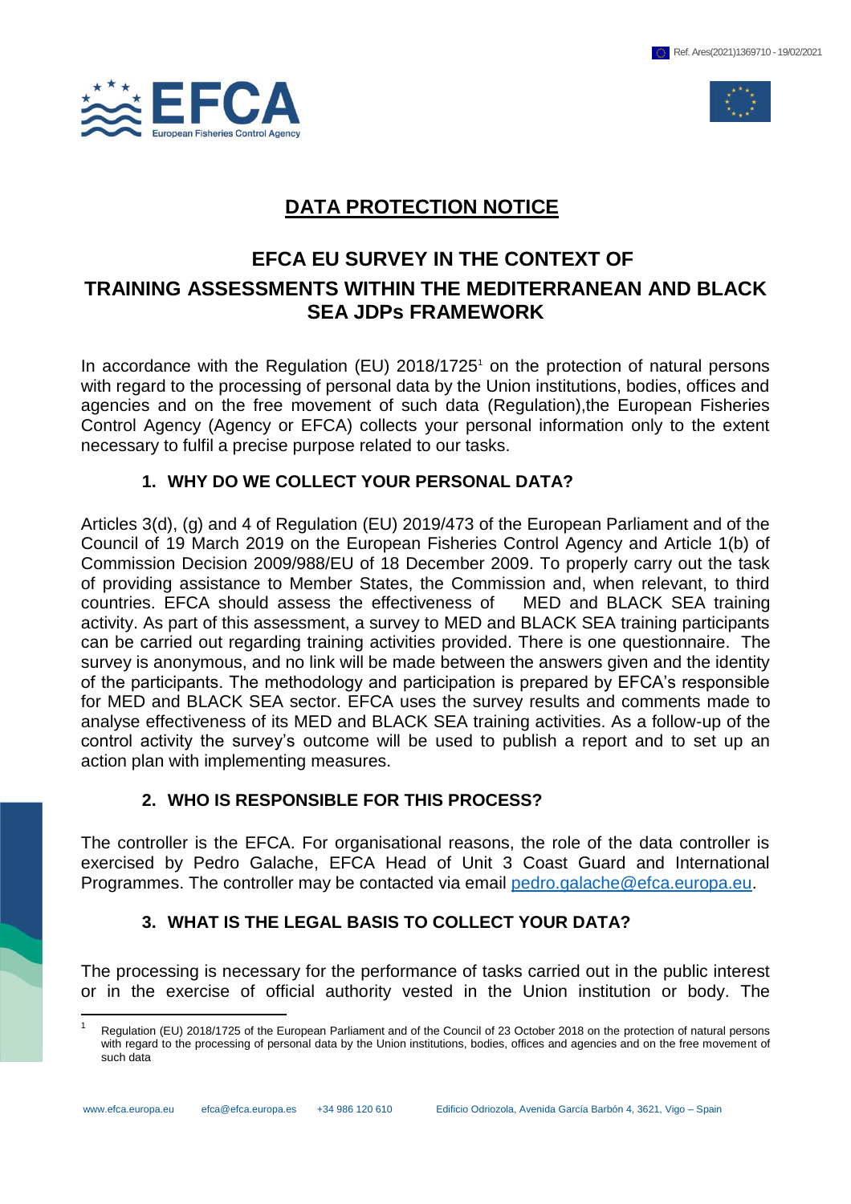# DATA PROTECTION NOTICE

## EFCA EU SURVEY IN THE CONTEXT OF TRAINING ASSESSMENTS WITHIN THE MEDITERRANEAN AND BLACK SEA JDPs FRAMEWORK

In accordance with the Regulation (EU) 2018/1725[1] on the protection of natural persons with regard to the processing of personal data by the Union institutions, bodies, offices and agencies and on the free movement of such data (Regulation),the European Fisheries Control Agency (Agency or EFCA) collects your personal information only to the extent necessary to fulfil a precise purpose related to our tasks.

### 1. WHY DO WE COLLECT YOUR PERSONAL DATA?

Articles 3(d), (g) and 4 of Regulation (EU) 2019/473 of the European Parliament and of the Council of 19 March 2019 on the European Fisheries Control Agency and Article 1(b) of Commission Decision 2009/988/EU of 18 December 2009. To properly carry out the task of providing assistance to Member States, the Commission and, when relevant, to third countries. EFCA should assess the effectiveness of MED and BLACK SEA training activity. As part of this assessment, a survey to MED and BLACK SEA training participants can be carried out regarding training activities provided. There is one questionnaire. The survey is anonymous, and no link will be made between the answers given and the identity of the participants. The methodology and participation is prepared by EFCA's responsible for MED and BLACK SEA sector. EFCA uses the survey results and comments made to analyse effectiveness of its MED and BLACK SEA training activities. As a follow-up of the control activity the survey's outcome will be used to publish a report and to set up an action plan with implementing measures.

### 2. WHO IS RESPONSIBLE FOR THIS PROCESS?

The controller is the EFCA. For organisational reasons, the role of the data controller is exercised by Pedro Galache, EFCA Head of Unit 3 Coast Guard and International Programmes. The controller may be contacted via email pedro.galache@efca.europa.eu.

### 3. WHAT IS THE LEGAL BASIS TO COLLECT YOUR DATA?

The processing is necessary for the performance of tasks carried out in the public interest or in the exercise of official authority vested in the Union institution or body. The

[1] Regulation (EU) 2018/1725 of the European Parliament and of the Council of 23 October 2018 on the protection of natural persons with regard to the processing of personal data by the Union institutions, bodies, offices and agencies and on the free movement of such data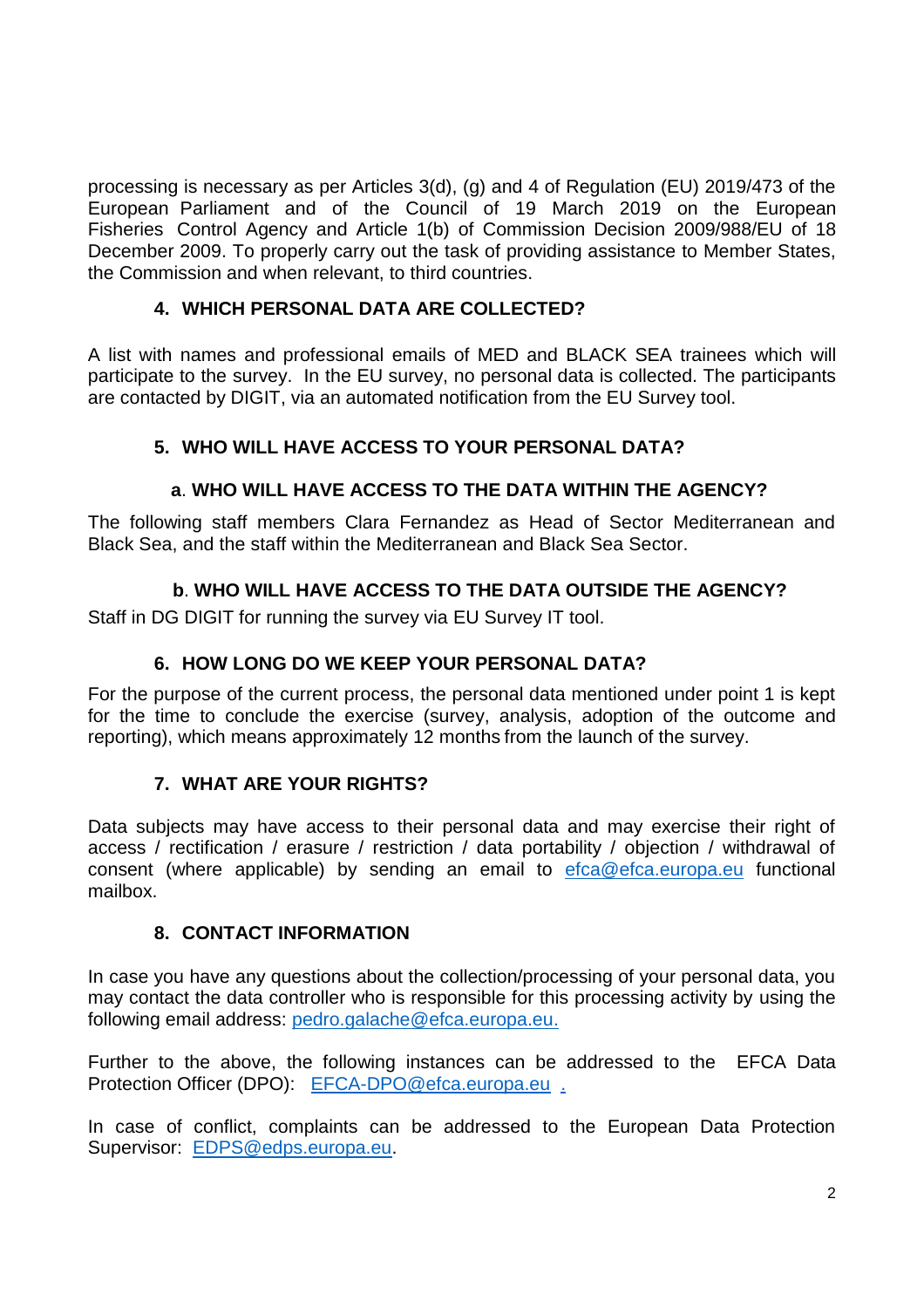processing is necessary as per Articles 3(d), (g) and 4 of Regulation (EU) 2019/473 of the European Parliament and of the Council of 19 March 2019 on the European Fisheries Control Agency and Article 1(b) of Commission Decision 2009/988/EU of 18 December 2009. To properly carry out the task of providing assistance to Member States, the Commission and when relevant, to third countries.

## 4. WHICH PERSONAL DATA ARE COLLECTED?

A list with names and professional emails of MED and BLACK SEA trainees which will participate to the survey. In the EU survey, no personal data is collected. The participants are contacted by DIGIT, via an automated notification from the EU Survey tool.

## 5. WHO WILL HAVE ACCESS TO YOUR PERSONAL DATA?

### a. WHO WILL HAVE ACCESS TO THE DATA WITHIN THE AGENCY?

The following staff members Clara Fernandez as Head of Sector Mediterranean and Black Sea, and the staff within the Mediterranean and Black Sea Sector.

### b. WHO WILL HAVE ACCESS TO THE DATA OUTSIDE THE AGENCY?

Staff in DG DIGIT for running the survey via EU Survey IT tool.

## 6. HOW LONG DO WE KEEP YOUR PERSONAL DATA?

For the purpose of the current process, the personal data mentioned under point 1 is kept for the time to conclude the exercise (survey, analysis, adoption of the outcome and reporting), which means approximately 12 months from the launch of the survey.

## 7. WHAT ARE YOUR RIGHTS?

Data subjects may have access to their personal data and may exercise their right of access / rectification / erasure / restriction / data portability / objection / withdrawal of consent (where applicable) by sending an email to efca@efca.europa.eu functional mailbox.

## 8. CONTACT INFORMATION

In case you have any questions about the collection/processing of your personal data, you may contact the data controller who is responsible for this processing activity by using the following email address: pedro.galache@efca.europa.eu.

Further to the above, the following instances can be addressed to the EFCA Data Protection Officer (DPO): EFCA-DPO@efca.europa.eu .

In case of conflict, complaints can be addressed to the European Data Protection Supervisor: EDPS@edps.europa.eu.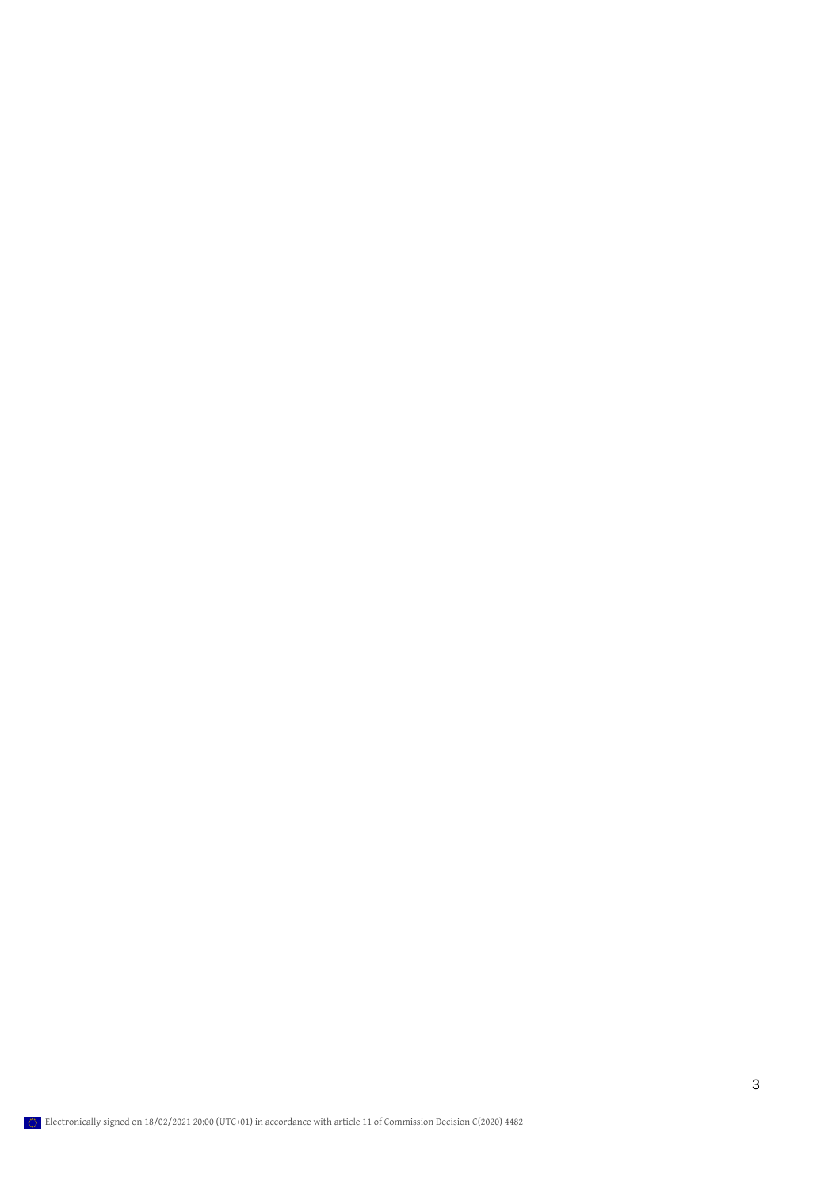Electronically signed on 18/02/2021 20:00 (UTC+01) in accordance with article 11 of Commission Decision C(2020) 4482